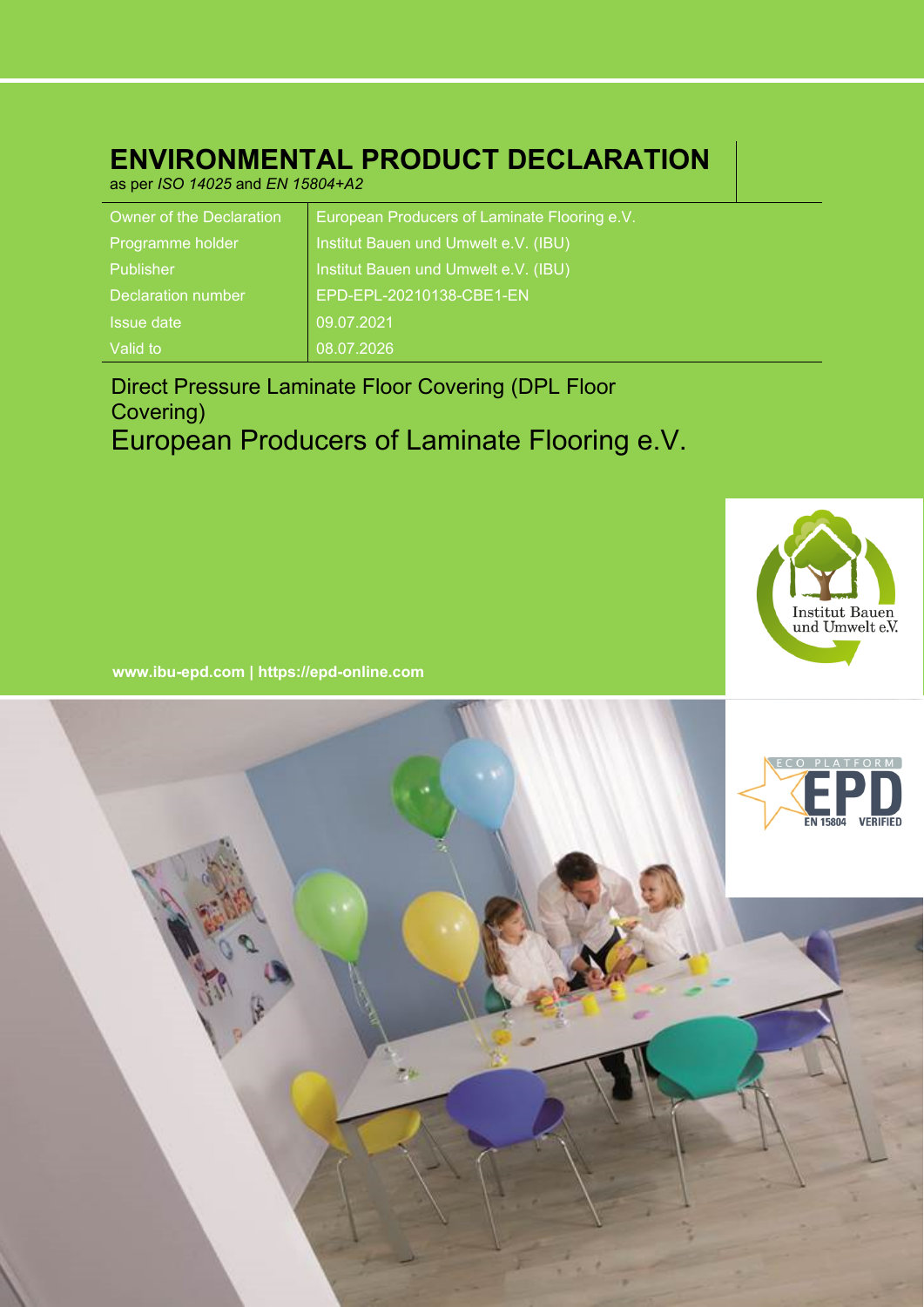# ENVIRONMENTAL PRODUCT DECLARATION

as per *ISO 14025* and *EN 15804+A2*

| | |
|---|---|
| Owner of the Declaration | European Producers of Laminate Flooring e.V. |
| Programme holder | Institut Bauen und Umwelt e.V. (IBU) |
| Publisher | Institut Bauen und Umwelt e.V. (IBU) |
| Declaration number | EPD-EPL-20210138-CBE1-EN |
| Issue date | 09.07.2021 |
| Valid to | 08.07.2026 |

Direct Pressure Laminate Floor Covering (DPL Floor Covering)

European Producers of Laminate Flooring e.V.

**www.ibu-epd.com | https://epd-online.com**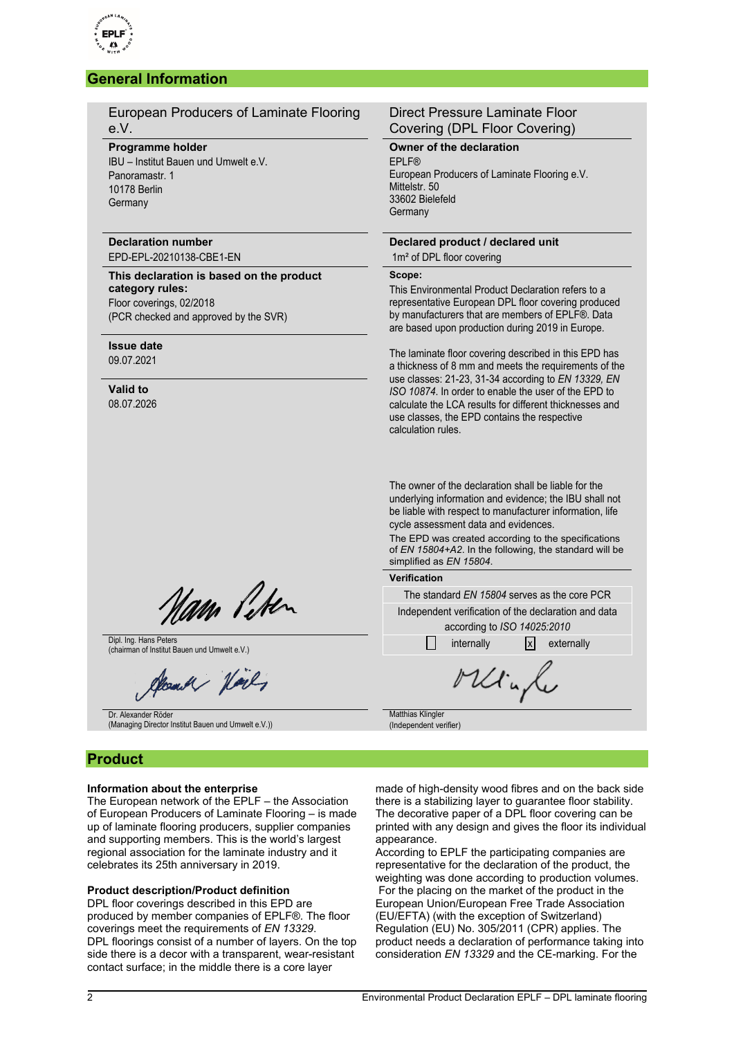## General Information

European Producers of Laminate Flooring e.V.

**Programme holder**
IBU – Institut Bauen und Umwelt e.V.
Panoramastr. 1
10178 Berlin
Germany

**Declaration number**
EPD-EPL-20210138-CBE1-EN

**This declaration is based on the product category rules:**
Floor coverings, 02/2018
(PCR checked and approved by the SVR)

**Issue date**
09.07.2021

**Valid to**
08.07.2026

Dipl. Ing. Hans Peters
(chairman of Institut Bauen und Umwelt e.V.)

Dr. Alexander Röder
(Managing Director Institut Bauen und Umwelt e.V.))

Direct Pressure Laminate Floor Covering (DPL Floor Covering)

**Owner of the declaration**
EPLF®
European Producers of Laminate Flooring e.V.
Mittelstr. 50
33602 Bielefeld
Germany

**Declared product / declared unit**
1m² of DPL floor covering

**Scope:**
This Environmental Product Declaration refers to a representative European DPL floor covering produced by manufacturers that are members of EPLF®. Data are based upon production during 2019 in Europe.

The laminate floor covering described in this EPD has a thickness of 8 mm and meets the requirements of the use classes: 21-23, 31-34 according to *EN 13329, EN ISO 10874*. In order to enable the user of the EPD to calculate the LCA results for different thicknesses and use classes, the EPD contains the respective calculation rules.

The owner of the declaration shall be liable for the underlying information and evidence; the IBU shall not be liable with respect to manufacturer information, life cycle assessment data and evidences.
The EPD was created according to the specifications of *EN 15804+A2*. In the following, the standard will be simplified as *EN 15804*.

**Verification**

The standard *EN 15804* serves as the core PCR

Independent verification of the declaration and data according to *ISO 14025:2010*

☐ internally ☒ externally

Matthias Klingler
(Independent verifier)

## Product

**Information about the enterprise**
The European network of the EPLF – the Association of European Producers of Laminate Flooring – is made up of laminate flooring producers, supplier companies and supporting members. This is the world's largest regional association for the laminate industry and it celebrates its 25th anniversary in 2019.

**Product description/Product definition**
DPL floor coverings described in this EPD are produced by member companies of EPLF®. The floor coverings meet the requirements of *EN 13329*.
DPL floorings consist of a number of layers. On the top side there is a decor with a transparent, wear-resistant contact surface; in the middle there is a core layer made of high-density wood fibres and on the back side there is a stabilizing layer to guarantee floor stability. The decorative paper of a DPL floor covering can be printed with any design and gives the floor its individual appearance.
According to EPLF the participating companies are representative for the declaration of the product, the weighting was done according to production volumes.
For the placing on the market of the product in the European Union/European Free Trade Association (EU/EFTA) (with the exception of Switzerland) Regulation (EU) No. 305/2011 (CPR) applies. The product needs a declaration of performance taking into consideration *EN 13329* and the CE-marking. For the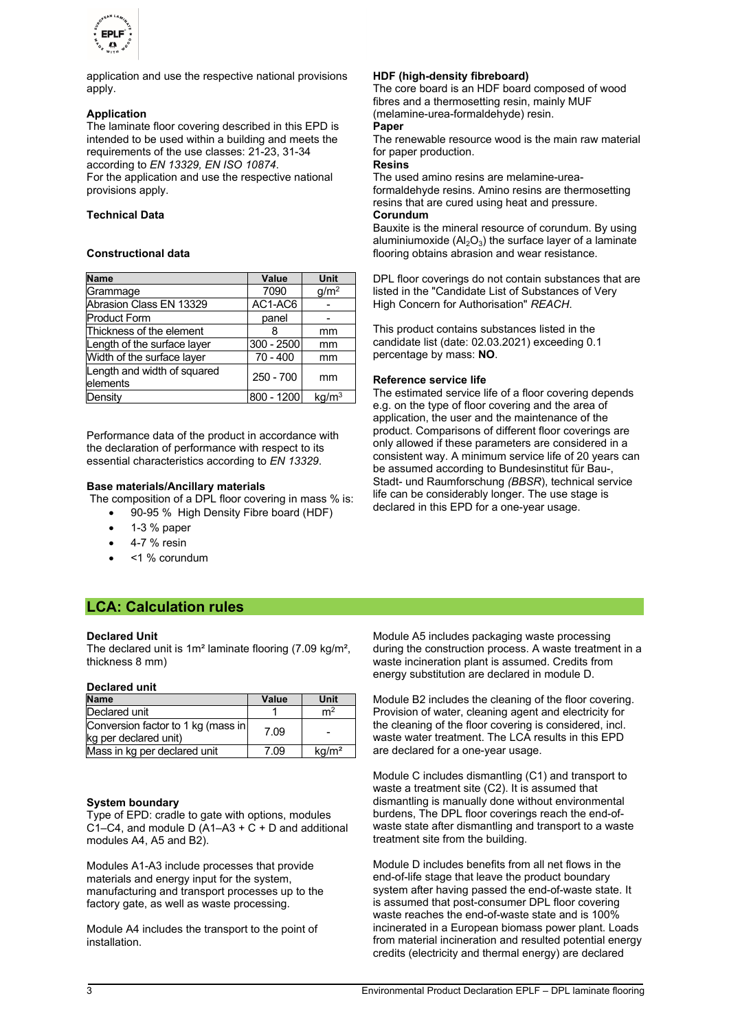application and use the respective national provisions apply.

**Application**

The laminate floor covering described in this EPD is intended to be used within a building and meets the requirements of the use classes: 21-23, 31-34 according to *EN 13329, EN ISO 10874*.
For the application and use the respective national provisions apply.

**Technical Data**

**Constructional data**

| Name | Value | Unit |
|---|---|---|
| Grammage | 7090 | $g/m^2$ |
| Abrasion Class EN 13329 | AC1-AC6 | - |
| Product Form | panel | - |
| Thickness of the element | 8 | mm |
| Length of the surface layer | 300 - 2500 | mm |
| Width of the surface layer | 70 - 400 | mm |
| Length and width of squared elements | 250 - 700 | mm |
| Density | 800 - 1200 | $kg/m^3$ |

Performance data of the product in accordance with the declaration of performance with respect to its essential characteristics according to *EN 13329*.

**Base materials/Ancillary materials**

The composition of a DPL floor covering in mass % is:

- 90-95 % High Density Fibre board (HDF)
- 1-3 % paper
- 4-7 % resin
- <1 % corundum

**HDF (high-density fibreboard)**

The core board is an HDF board composed of wood fibres and a thermosetting resin, mainly MUF (melamine-urea-formaldehyde) resin.

**Paper**

The renewable resource wood is the main raw material for paper production.

**Resins**

The used amino resins are melamine-urea-formaldehyde resins. Amino resins are thermosetting resins that are cured using heat and pressure.

**Corundum**

Bauxite is the mineral resource of corundum. By using aluminiumoxide ($Al_2O_3$) the surface layer of a laminate flooring obtains abrasion and wear resistance.

DPL floor coverings do not contain substances that are listed in the "Candidate List of Substances of Very High Concern for Authorisation" *REACH*.

This product contains substances listed in the candidate list (date: 02.03.2021) exceeding 0.1 percentage by mass: **NO**.

**Reference service life**

The estimated service life of a floor covering depends e.g. on the type of floor covering and the area of application, the user and the maintenance of the product. Comparisons of different floor coverings are only allowed if these parameters are considered in a consistent way. A minimum service life of 20 years can be assumed according to Bundesinstitut für Bau-, Stadt- und Raumforschung *(BBSR*), technical service life can be considerably longer. The use stage is declared in this EPD for a one-year usage.

## LCA: Calculation rules

**Declared Unit**

The declared unit is 1m² laminate flooring (7.09 kg/m², thickness 8 mm)

**Declared unit**

| Name | Value | Unit |
|---|---|---|
| Declared unit | 1 | $m^2$ |
| Conversion factor to 1 kg (mass in kg per declared unit) | 7.09 | - |
| Mass in kg per declared unit | 7.09 | kg/m² |

**System boundary**

Type of EPD: cradle to gate with options, modules C1–C4, and module D (A1–A3 + C + D and additional modules A4, A5 and B2).

Modules A1-A3 include processes that provide materials and energy input for the system, manufacturing and transport processes up to the factory gate, as well as waste processing.

Module A4 includes the transport to the point of installation.

Module A5 includes packaging waste processing during the construction process. A waste treatment in a waste incineration plant is assumed. Credits from energy substitution are declared in module D.

Module B2 includes the cleaning of the floor covering. Provision of water, cleaning agent and electricity for the cleaning of the floor covering is considered, incl. waste water treatment. The LCA results in this EPD are declared for a one-year usage.

Module C includes dismantling (C1) and transport to waste a treatment site (C2). It is assumed that dismantling is manually done without environmental burdens, The DPL floor coverings reach the end-of-waste state after dismantling and transport to a waste treatment site from the building.

Module D includes benefits from all net flows in the end-of-life stage that leave the product boundary system after having passed the end-of-waste state. It is assumed that post-consumer DPL floor covering waste reaches the end-of-waste state and is 100% incinerated in a European biomass power plant. Loads from material incineration and resulted potential energy credits (electricity and thermal energy) are declared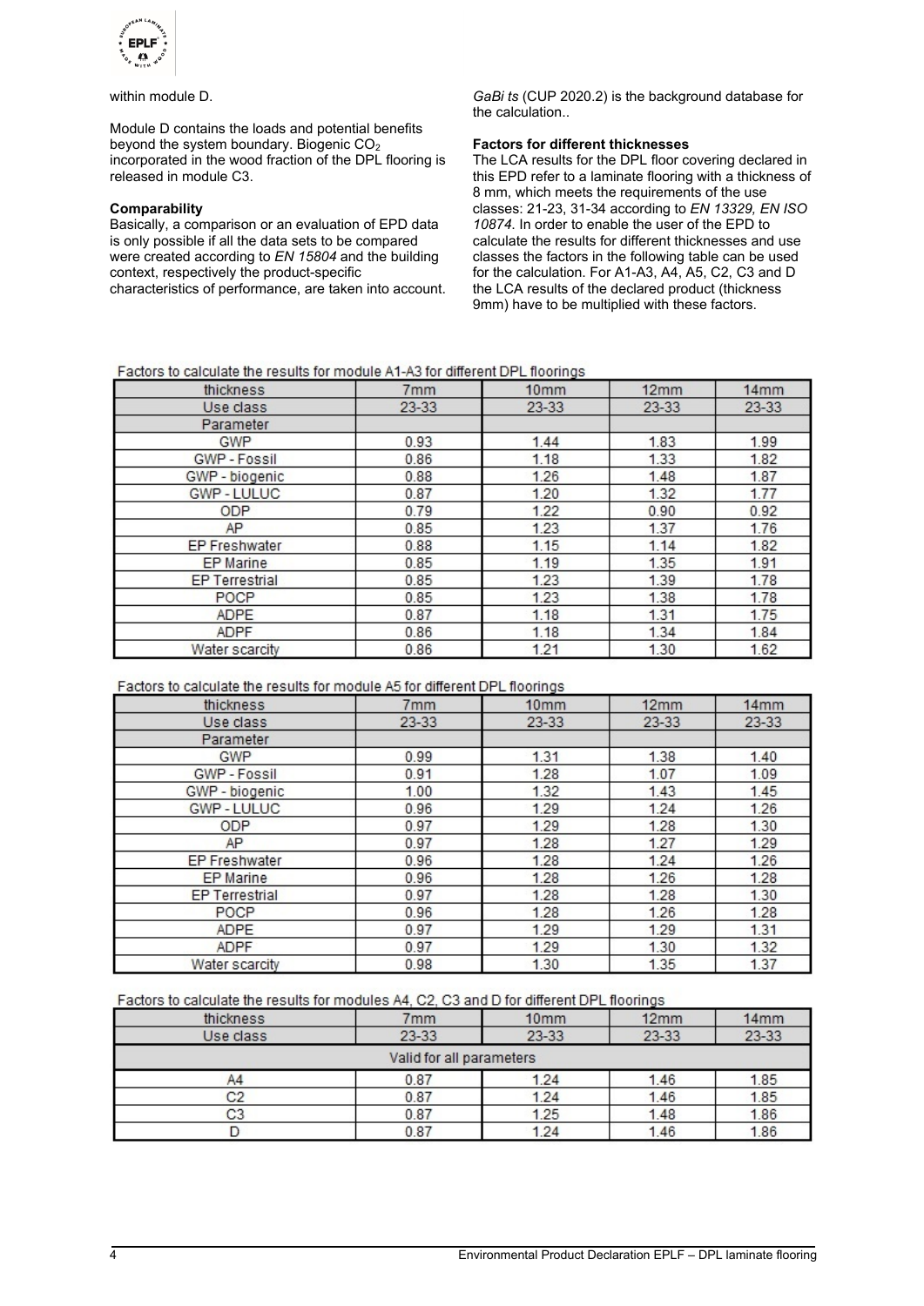within module D.

Module D contains the loads and potential benefits beyond the system boundary. Biogenic $CO_2$ incorporated in the wood fraction of the DPL flooring is released in module C3.

**Comparability**

Basically, a comparison or an evaluation of EPD data is only possible if all the data sets to be compared were created according to *EN 15804* and the building context, respectively the product-specific characteristics of performance, are taken into account.

*GaBi ts* (CUP 2020.2) is the background database for the calculation..

**Factors for different thicknesses**

The LCA results for the DPL floor covering declared in this EPD refer to a laminate flooring with a thickness of 8 mm, which meets the requirements of the use classes: 21-23, 31-34 according to *EN 13329, EN ISO 10874.* In order to enable the user of the EPD to calculate the results for different thicknesses and use classes the factors in the following table can be used for the calculation. For A1-A3, A4, A5, C2, C3 and D the LCA results of the declared product (thickness 9mm) have to be multiplied with these factors.

Factors to calculate the results for module A1-A3 for different DPL floorings

| thickness | 7mm | 10mm | 12mm | 14mm |
|---|---|---|---|---|
| Use class | 23-33 | 23-33 | 23-33 | 23-33 |
| Parameter | | | | |
| GWP | 0.93 | 1.44 | 1.83 | 1.99 |
| GWP - Fossil | 0.86 | 1.18 | 1.33 | 1.82 |
| GWP - biogenic | 0.88 | 1.26 | 1.48 | 1.87 |
| GWP - LULUC | 0.87 | 1.20 | 1.32 | 1.77 |
| ODP | 0.79 | 1.22 | 0.90 | 0.92 |
| AP | 0.85 | 1.23 | 1.37 | 1.76 |
| EP Freshwater | 0.88 | 1.15 | 1.14 | 1.82 |
| EP Marine | 0.85 | 1.19 | 1.35 | 1.91 |
| EP Terrestrial | 0.85 | 1.23 | 1.39 | 1.78 |
| POCP | 0.85 | 1.23 | 1.38 | 1.78 |
| ADPE | 0.87 | 1.18 | 1.31 | 1.75 |
| ADPF | 0.86 | 1.18 | 1.34 | 1.84 |
| Water scarcity | 0.86 | 1.21 | 1.30 | 1.62 |

Factors to calculate the results for module A5 for different DPL floorings

| thickness | 7mm | 10mm | 12mm | 14mm |
|---|---|---|---|---|
| Use class | 23-33 | 23-33 | 23-33 | 23-33 |
| Parameter | | | | |
| GWP | 0.99 | 1.31 | 1.38 | 1.40 |
| GWP - Fossil | 0.91 | 1.28 | 1.07 | 1.09 |
| GWP - biogenic | 1.00 | 1.32 | 1.43 | 1.45 |
| GWP - LULUC | 0.96 | 1.29 | 1.24 | 1.26 |
| ODP | 0.97 | 1.29 | 1.28 | 1.30 |
| AP | 0.97 | 1.28 | 1.27 | 1.29 |
| EP Freshwater | 0.96 | 1.28 | 1.24 | 1.26 |
| EP Marine | 0.96 | 1.28 | 1.26 | 1.28 |
| EP Terrestrial | 0.97 | 1.28 | 1.28 | 1.30 |
| POCP | 0.96 | 1.28 | 1.26 | 1.28 |
| ADPE | 0.97 | 1.29 | 1.29 | 1.31 |
| ADPF | 0.97 | 1.29 | 1.30 | 1.32 |
| Water scarcity | 0.98 | 1.30 | 1.35 | 1.37 |

Factors to calculate the results for modules A4, C2, C3 and D for different DPL floorings

| thickness | 7mm | 10mm | 12mm | 14mm |
|---|---|---|---|---|
| Use class | 23-33 | 23-33 | 23-33 | 23-33 |
| Valid for all parameters | | | | |
| A4 | 0.87 | 1.24 | 1.46 | 1.85 |
| C2 | 0.87 | 1.24 | 1.46 | 1.85 |
| C3 | 0.87 | 1.25 | 1.48 | 1.86 |
| D | 0.87 | 1.24 | 1.46 | 1.86 |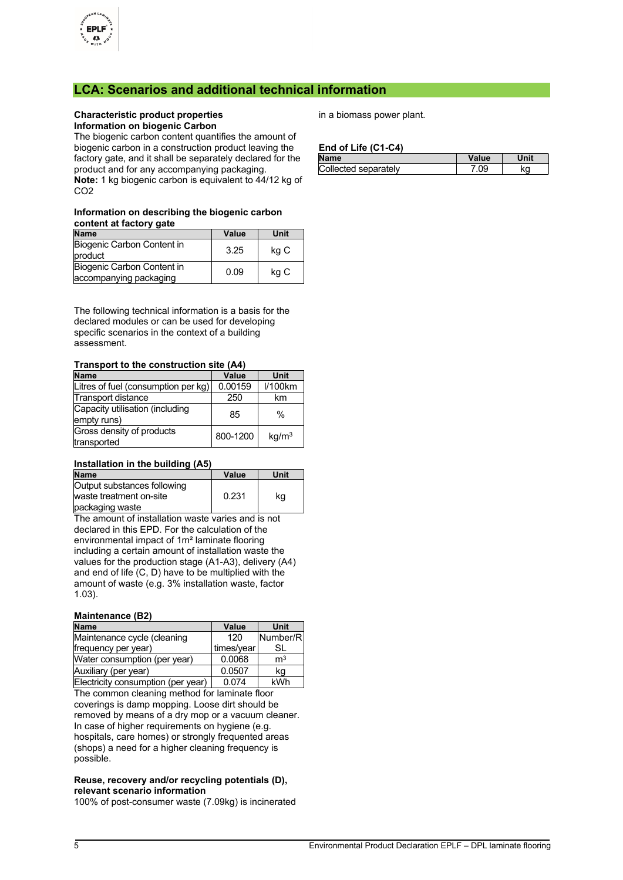## LCA: Scenarios and additional technical information

**Characteristic product properties**
**Information on biogenic Carbon**

The biogenic carbon content quantifies the amount of biogenic carbon in a construction product leaving the factory gate, and it shall be separately declared for the product and for any accompanying packaging.
**Note:** 1 kg biogenic carbon is equivalent to 44/12 kg of $CO_2$

**Information on describing the biogenic carbon content at factory gate**

| Name | Value | Unit |
|---|---|---|
| Biogenic Carbon Content in product | 3.25 | kg C |
| Biogenic Carbon Content in accompanying packaging | 0.09 | kg C |

The following technical information is a basis for the declared modules or can be used for developing specific scenarios in the context of a building assessment.

**Transport to the construction site (A4)**

| Name | Value | Unit |
|---|---|---|
| Litres of fuel (consumption per kg) | 0.00159 | l/100km |
| Transport distance | 250 | km |
| Capacity utilisation (including empty runs) | 85 | % |
| Gross density of products transported | 800-1200 | kg/m³ |

**Installation in the building (A5)**

| Name | Value | Unit |
|---|---|---|
| Output substances following waste treatment on-site packaging waste | 0.231 | kg |

The amount of installation waste varies and is not declared in this EPD. For the calculation of the environmental impact of 1m² laminate flooring including a certain amount of installation waste the values for the production stage (A1-A3), delivery (A4) and end of life (C, D) have to be multiplied with the amount of waste (e.g. 3% installation waste, factor 1.03).

**Maintenance (B2)**

| Name | Value | Unit |
|---|---|---|
| Maintenance cycle (cleaning frequency per year) | 120 times/year | Number/RSL |
| Water consumption (per year) | 0.0068 | m³ |
| Auxiliary (per year) | 0.0507 | kg |
| Electricity consumption (per year) | 0.074 | kWh |

The common cleaning method for laminate floor coverings is damp mopping. Loose dirt should be removed by means of a dry mop or a vacuum cleaner. In case of higher requirements on hygiene (e.g. hospitals, care homes) or strongly frequented areas (shops) a need for a higher cleaning frequency is possible.

**Reuse, recovery and/or recycling potentials (D), relevant scenario information**

100% of post-consumer waste (7.09kg) is incinerated in a biomass power plant.

**End of Life (C1-C4)**

| Name | Value | Unit |
|---|---|---|
| Collected separately | 7.09 | kg |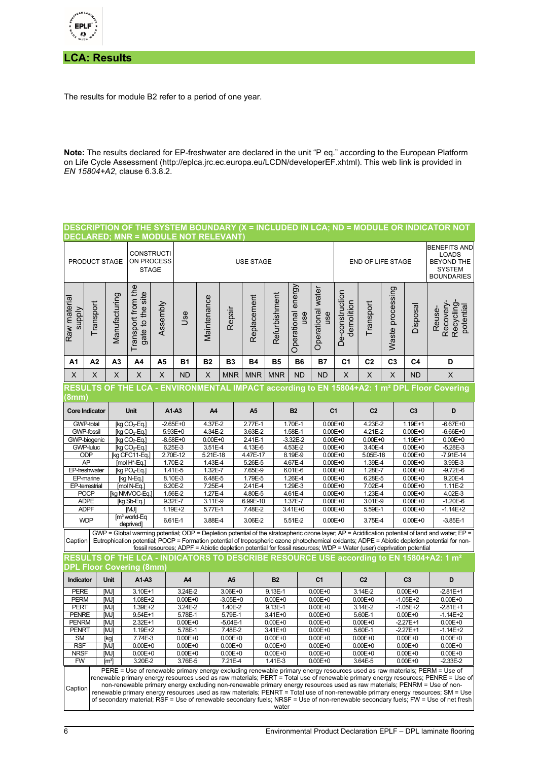## LCA: Results

The results for module B2 refer to a period of one year.

**Note:** The results declared for EP-freshwater are declared in the unit "P eq." according to the European Platform on Life Cycle Assessment (http://eplca.jrc.ec.europa.eu/LCDN/developerEF.xhtml). This web link is provided in *EN 15804+A2*, clause 6.3.8.2.

### DESCRIPTION OF THE SYSTEM BOUNDARY (X = INCLUDED IN LCA; ND = MODULE OR INDICATOR NOT DECLARED; MNR = MODULE NOT RELEVANT)

| PRODUCT STAGE | | | CONSTRUCTION PROCESS STAGE | | USE STAGE | | | | | | | END OF LIFE STAGE | | | | BENEFITS AND LOADS BEYOND THE SYSTEM BOUNDARIES |
|---|---|---|---|---|---|---|---|---|---|---|---|---|---|---|---|---|
| Raw material supply | Transport | Manufacturing | Transport from the gate to the site | Assembly | Use | Maintenance | Repair | Replacement | Refurbishment | Operational energy use | Operational water use | De-construction demolition | Transport | Waste processing | Disposal | Reuse-Recovery-Recycling-potential |
| A1 | A2 | A3 | A4 | A5 | B1 | B2 | B3 | B4 | B5 | B6 | B7 | C1 | C2 | C3 | C4 | D |
| X | X | X | X | X | ND | X | MNR | MNR | MNR | ND | ND | X | X | X | ND | X |

### RESULTS OF THE LCA - ENVIRONMENTAL IMPACT according to EN 15804+A2: 1 m² DPL Floor Covering (8mm)

| Core Indicator | Unit | A1-A3 | A4 | A5 | B2 | C1 | C2 | C3 | D |
|---|---|---|---|---|---|---|---|---|---|
| GWP-total | [kg $CO_2$-Eq.] | -2.65E+0 | 4.37E-2 | 2.77E-1 | 1.70E-1 | 0.00E+0 | 4.23E-2 | 1.19E+1 | -6.67E+0 |
| GWP-fossil | [kg $CO_2$-Eq.] | 5.93E+0 | 4.34E-2 | 3.63E-2 | 1.58E-1 | 0.00E+0 | 4.21E-2 | 0.00E+0 | -6.66E+0 |
| GWP-biogenic | [kg $CO_2$-Eq.] | -8.58E+0 | 0.00E+0 | 2.41E-1 | -3.32E-2 | 0.00E+0 | 0.00E+0 | 1.19E+1 | 0.00E+0 |
| GWP-luluc | [kg $CO_2$-Eq.] | 6.25E-3 | 3.51E-4 | 4.13E-6 | 4.53E-2 | 0.00E+0 | 3.40E-4 | 0.00E+0 | -5.28E-3 |
| ODP | [kg CFC11-Eq.] | 2.70E-12 | 5.21E-18 | 4.47E-17 | 8.19E-9 | 0.00E+0 | 5.05E-18 | 0.00E+0 | -7.91E-14 |
| AP | [mol H$^+$-Eq.] | 1.70E-2 | 1.43E-4 | 5.26E-5 | 4.67E-4 | 0.00E+0 | 1.39E-4 | 0.00E+0 | 3.99E-3 |
| EP-freshwater | [kg $PO_4$-Eq.] | 1.41E-5 | 1.32E-7 | 7.65E-9 | 6.01E-6 | 0.00E+0 | 1.28E-7 | 0.00E+0 | -9.72E-6 |
| EP-marine | [kg N-Eq.] | 8.10E-3 | 6.48E-5 | 1.79E-5 | 1.26E-4 | 0.00E+0 | 6.28E-5 | 0.00E+0 | 9.20E-4 |
| EP-terrestrial | [mol N-Eq.] | 6.20E-2 | 7.25E-4 | 2.41E-4 | 1.29E-3 | 0.00E+0 | 7.02E-4 | 0.00E+0 | 1.11E-2 |
| POCP | [kg NMVOC-Eq.] | 1.56E-2 | 1.27E-4 | 4.80E-5 | 4.61E-4 | 0.00E+0 | 1.23E-4 | 0.00E+0 | 4.02E-3 |
| ADPE | [kg Sb-Eq.] | 9.32E-7 | 3.11E-9 | 6.99E-10 | 1.37E-7 | 0.00E+0 | 3.01E-9 | 0.00E+0 | -1.20E-6 |
| ADPF | [MJ] | 1.19E+2 | 5.77E-1 | 7.48E-2 | 3.41E+0 | 0.00E+0 | 5.59E-1 | 0.00E+0 | -1.14E+2 |
| WDP | [m³ world-Eq deprived] | 6.61E-1 | 3.88E-4 | 3.06E-2 | 5.51E-2 | 0.00E+0 | 3.75E-4 | 0.00E+0 | -3.85E-1 |

Caption: GWP = Global warming potential; ODP = Depletion potential of the stratospheric ozone layer; AP = Acidification potential of land and water; EP = Eutrophication potential; POCP = Formation potential of tropospheric ozone photochemical oxidants; ADPE = Abiotic depletion potential for non-fossil resources; ADPF = Abiotic depletion potential for fossil resources; WDP = Water (user) deprivation potential

### RESULTS OF THE LCA - INDICATORS TO DESCRIBE RESOURCE USE according to EN 15804+A2: 1 m² DPL Floor Covering (8mm)

| Indicator | Unit | A1-A3 | A4 | A5 | B2 | C1 | C2 | C3 | D |
|---|---|---|---|---|---|---|---|---|---|
| PERE | [MJ] | 3.10E+1 | 3.24E-2 | 3.06E+0 | 9.13E-1 | 0.00E+0 | 3.14E-2 | 0.00E+0 | -2.81E+1 |
| PERM | [MJ] | 1.08E+2 | 0.00E+0 | -3.05E+0 | 0.00E+0 | 0.00E+0 | 0.00E+0 | -1.05E+2 | 0.00E+0 |
| PERT | [MJ] | 1.39E+2 | 3.24E-2 | 1.40E-2 | 9.13E-1 | 0.00E+0 | 3.14E-2 | -1.05E+2 | -2.81E+1 |
| PENRE | [MJ] | 9.54E+1 | 5.78E-1 | 5.79E-1 | 3.41E+0 | 0.00E+0 | 5.60E-1 | 0.00E+0 | -1.14E+2 |
| PENRM | [MJ] | 2.32E+1 | 0.00E+0 | -5.04E-1 | 0.00E+0 | 0.00E+0 | 0.00E+0 | -2.27E+1 | 0.00E+0 |
| PENRT | [MJ] | 1.19E+2 | 5.78E-1 | 7.48E-2 | 3.41E+0 | 0.00E+0 | 5.60E-1 | -2.27E+1 | -1.14E+2 |
| SM | [kg] | 7.74E-3 | 0.00E+0 | 0.00E+0 | 0.00E+0 | 0.00E+0 | 0.00E+0 | 0.00E+0 | 0.00E+0 |
| RSF | [MJ] | 0.00E+0 | 0.00E+0 | 0.00E+0 | 0.00E+0 | 0.00E+0 | 0.00E+0 | 0.00E+0 | 0.00E+0 |
| NRSF | [MJ] | 0.00E+0 | 0.00E+0 | 0.00E+0 | 0.00E+0 | 0.00E+0 | 0.00E+0 | 0.00E+0 | 0.00E+0 |
| FW | [m³] | 3.20E-2 | 3.76E-5 | 7.21E-4 | 1.41E-3 | 0.00E+0 | 3.64E-5 | 0.00E+0 | -2.33E-2 |

Caption: PERE = Use of renewable primary energy excluding renewable primary energy resources used as raw materials; PERM = Use of renewable primary energy resources used as raw materials; PERT = Total use of renewable primary energy resources; PENRE = Use of non-renewable primary energy excluding non-renewable primary energy resources used as raw materials; PENRM = Use of non-renewable primary energy resources used as raw materials; PENRT = Total use of non-renewable primary energy resources; SM = Use of secondary material; RSF = Use of renewable secondary fuels; NRSF = Use of non-renewable secondary fuels; FW = Use of net fresh water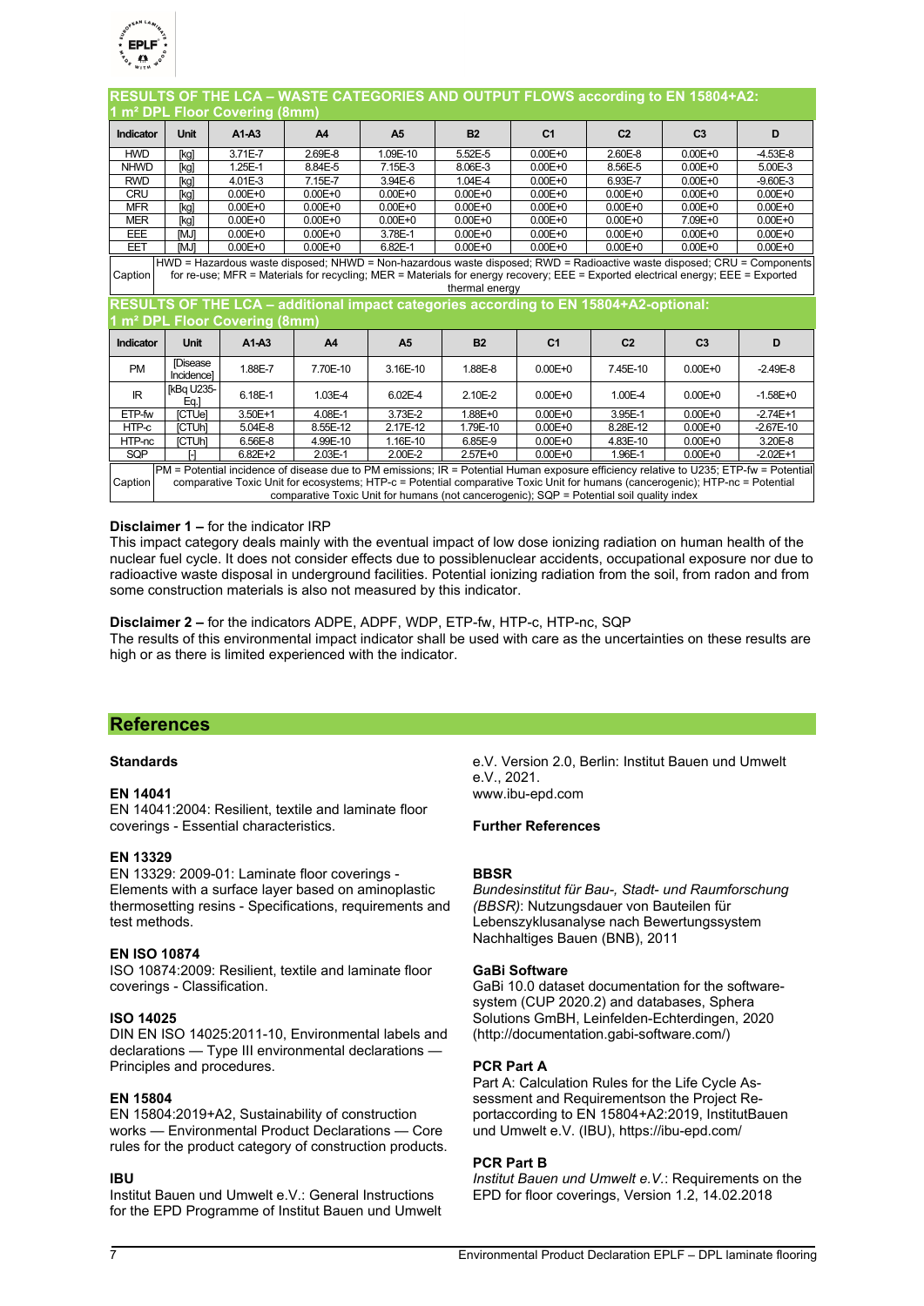## RESULTS OF THE LCA – WASTE CATEGORIES AND OUTPUT FLOWS according to EN 15804+A2: 1 m² DPL Floor Covering (8mm)

| Indicator | Unit | A1-A3 | A4 | A5 | B2 | C1 | C2 | C3 | D |
|---|---|---|---|---|---|---|---|---|---|
| HWD | [kg] | 3.71E-7 | 2.69E-8 | 1.09E-10 | 5.52E-5 | 0.00E+0 | 2.60E-8 | 0.00E+0 | -4.53E-8 |
| NHWD | [kg] | 1.25E-1 | 8.84E-5 | 7.15E-3 | 8.06E-3 | 0.00E+0 | 8.56E-5 | 0.00E+0 | 5.00E-3 |
| RWD | [kg] | 4.01E-3 | 7.15E-7 | 3.94E-6 | 1.04E-4 | 0.00E+0 | 6.93E-7 | 0.00E+0 | -9.60E-3 |
| CRU | [kg] | 0.00E+0 | 0.00E+0 | 0.00E+0 | 0.00E+0 | 0.00E+0 | 0.00E+0 | 0.00E+0 | 0.00E+0 |
| MFR | [kg] | 0.00E+0 | 0.00E+0 | 0.00E+0 | 0.00E+0 | 0.00E+0 | 0.00E+0 | 0.00E+0 | 0.00E+0 |
| MER | [kg] | 0.00E+0 | 0.00E+0 | 0.00E+0 | 0.00E+0 | 0.00E+0 | 0.00E+0 | 7.09E+0 | 0.00E+0 |
| EEE | [MJ] | 0.00E+0 | 0.00E+0 | 3.78E-1 | 0.00E+0 | 0.00E+0 | 0.00E+0 | 0.00E+0 | 0.00E+0 |
| EET | [MJ] | 0.00E+0 | 0.00E+0 | 6.82E-1 | 0.00E+0 | 0.00E+0 | 0.00E+0 | 0.00E+0 | 0.00E+0 |
| Caption | HWD = Hazardous waste disposed; NHWD = Non-hazardous waste disposed; RWD = Radioactive waste disposed; CRU = Components for re-use; MFR = Materials for recycling; MER = Materials for energy recovery; EEE = Exported electrical energy; EEE = Exported thermal energy | | | | | | | | |

## RESULTS OF THE LCA – additional impact categories according to EN 15804+A2-optional: 1 m² DPL Floor Covering (8mm)

| Indicator | Unit | A1-A3 | A4 | A5 | B2 | C1 | C2 | C3 | D |
|---|---|---|---|---|---|---|---|---|---|
| PM | [Disease Incidence] | 1.88E-7 | 7.70E-10 | 3.16E-10 | 1.88E-8 | 0.00E+0 | 7.45E-10 | 0.00E+0 | -2.49E-8 |
| IR | [kBq U235-Eq.] | 6.18E-1 | 1.03E-4 | 6.02E-4 | 2.10E-2 | 0.00E+0 | 1.00E-4 | 0.00E+0 | -1.58E+0 |
| ETP-fw | [CTUe] | 3.50E+1 | 4.08E-1 | 3.73E-2 | 1.88E+0 | 0.00E+0 | 3.95E-1 | 0.00E+0 | -2.74E+1 |
| HTP-c | [CTUh] | 5.04E-8 | 8.55E-12 | 2.17E-12 | 1.79E-10 | 0.00E+0 | 8.28E-12 | 0.00E+0 | -2.67E-10 |
| HTP-nc | [CTUh] | 6.56E-8 | 4.99E-10 | 1.16E-10 | 6.85E-9 | 0.00E+0 | 4.83E-10 | 0.00E+0 | 3.20E-8 |
| SQP | [-] | 6.82E+2 | 2.03E-1 | 2.00E-2 | 2.57E+0 | 0.00E+0 | 1.96E-1 | 0.00E+0 | -2.02E+1 |
| Caption | PM = Potential incidence of disease due to PM emissions; IR = Potential Human exposure efficiency relative to U235; ETP-fw = Potential comparative Toxic Unit for ecosystems; HTP-c = Potential comparative Toxic Unit for humans (cancerogenic); HTP-nc = Potential comparative Toxic Unit for humans (not cancerogenic); SQP = Potential soil quality index | | | | | | | | |

**Disclaimer 1 –** for the indicator IRP
This impact category deals mainly with the eventual impact of low dose ionizing radiation on human health of the nuclear fuel cycle. It does not consider effects due to possiblenuclear accidents, occupational exposure nor due to radioactive waste disposal in underground facilities. Potential ionizing radiation from the soil, from radon and from some construction materials is also not measured by this indicator.

**Disclaimer 2 –** for the indicators ADPE, ADPF, WDP, ETP-fw, HTP-c, HTP-nc, SQP
The results of this environmental impact indicator shall be used with care as the uncertainties on these results are high or as there is limited experienced with the indicator.

## References

### Standards

**EN 14041**
EN 14041:2004: Resilient, textile and laminate floor coverings - Essential characteristics.

**EN 13329**
EN 13329: 2009-01: Laminate floor coverings - Elements with a surface layer based on aminoplastic thermosetting resins - Specifications, requirements and test methods.

**EN ISO 10874**
ISO 10874:2009: Resilient, textile and laminate floor coverings - Classification.

**ISO 14025**
DIN EN ISO 14025:2011-10, Environmental labels and declarations — Type III environmental declarations — Principles and procedures.

**EN 15804**
EN 15804:2019+A2, Sustainability of construction works — Environmental Product Declarations — Core rules for the product category of construction products.

**IBU**
Institut Bauen und Umwelt e.V.: General Instructions for the EPD Programme of Institut Bauen und Umwelt e.V. Version 2.0, Berlin: Institut Bauen und Umwelt e.V., 2021.
www.ibu-epd.com

### Further References

**BBSR**
*Bundesinstitut für Bau-, Stadt- und Raumforschung (BBSR)*: Nutzungsdauer von Bauteilen für Lebenszyklusanalyse nach Bewertungssystem Nachhaltiges Bauen (BNB), 2011

**GaBi Software**
GaBi 10.0 dataset documentation for the software-system (CUP 2020.2) and databases, Sphera Solutions GmbH, Leinfelden-Echterdingen, 2020 (http://documentation.gabi-software.com/)

**PCR Part A**
Part A: Calculation Rules for the Life Cycle Assessment and Requirementson the Project Reportaccording to EN 15804+A2:2019, InstitutBauen und Umwelt e.V. (IBU), https://ibu-epd.com/

**PCR Part B**
*Institut Bauen und Umwelt e.V.*: Requirements on the EPD for floor coverings, Version 1.2, 14.02.2018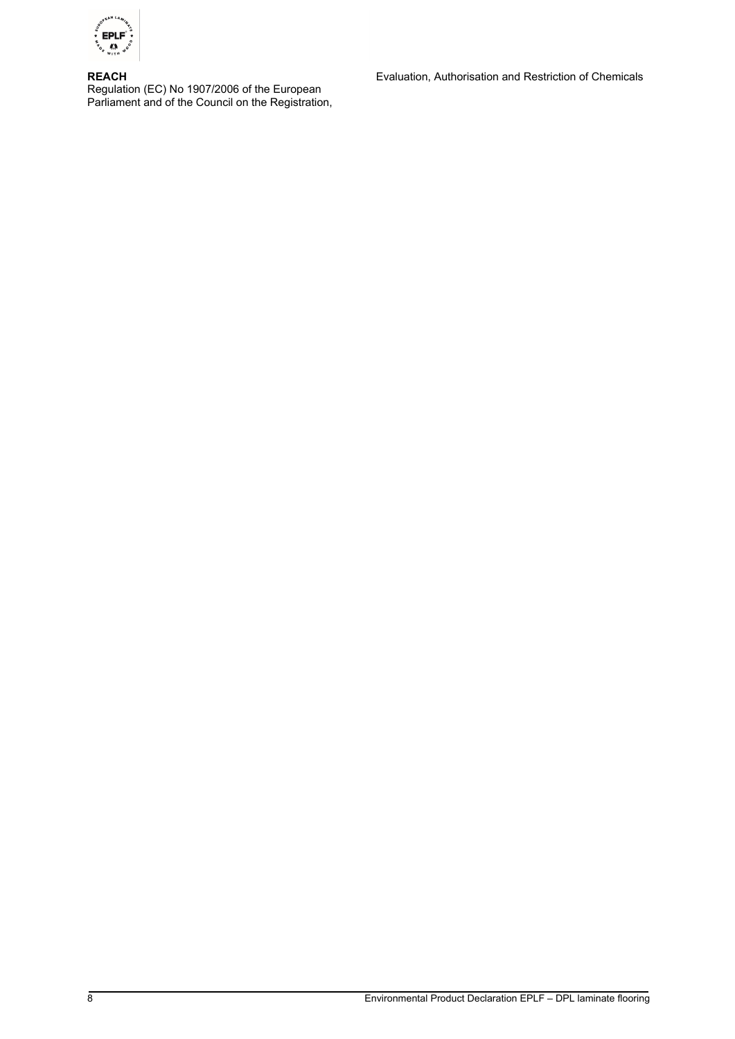**REACH**
Regulation (EC) No 1907/2006 of the European Parliament and of the Council on the Registration, Evaluation, Authorisation and Restriction of Chemicals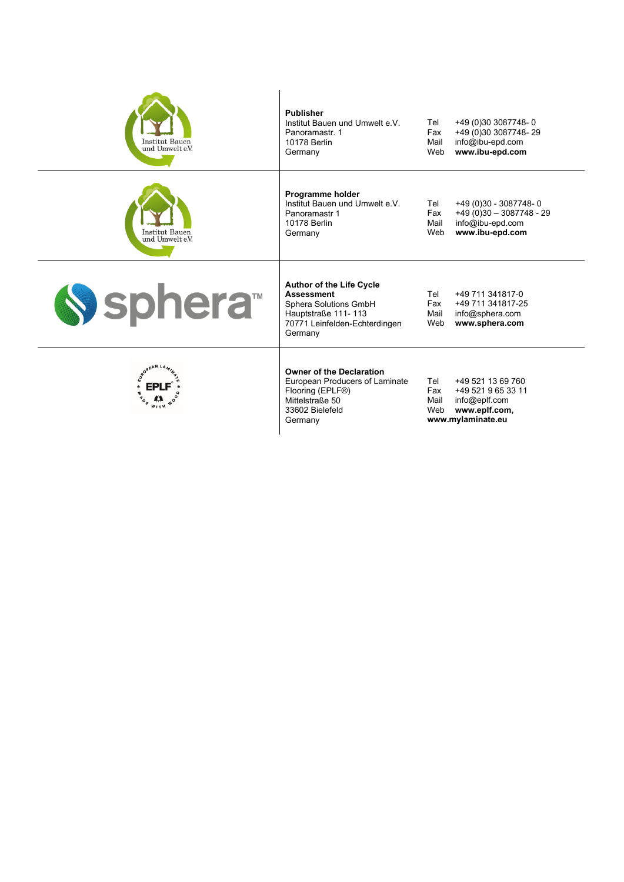| | | |
|---|---|---|
| Institut Bauen und Umwelt e.V. | **Publisher**<br>Institut Bauen und Umwelt e.V.<br>Panoramastr. 1<br>10178 Berlin<br>Germany | Tel +49 (0)30 3087748- 0<br>Fax +49 (0)30 3087748- 29<br>Mail info@ibu-epd.com<br>Web **www.ibu-epd.com** |
| Institut Bauen und Umwelt e.V. | **Programme holder**<br>Institut Bauen und Umwelt e.V.<br>Panoramastr 1<br>10178 Berlin<br>Germany | Tel +49 (0)30 - 3087748- 0<br>Fax +49 (0)30 – 3087748 - 29<br>Mail info@ibu-epd.com<br>Web **www.ibu-epd.com** |
| sphera™ | **Author of the Life Cycle Assessment**<br>Sphera Solutions GmbH<br>Hauptstraße 111- 113<br>70771 Leinfelden-Echterdingen<br>Germany | Tel +49 711 341817-0<br>Fax +49 711 341817-25<br>Mail info@sphera.com<br>Web **www.sphera.com** |
| EPLF | **Owner of the Declaration**<br>European Producers of Laminate Flooring (EPLF®)<br>Mittelstraße 50<br>33602 Bielefeld<br>Germany | Tel +49 521 13 69 760<br>Fax +49 521 9 65 33 11<br>Mail info@eplf.com<br>Web **www.eplf.com, www.mylaminate.eu** |